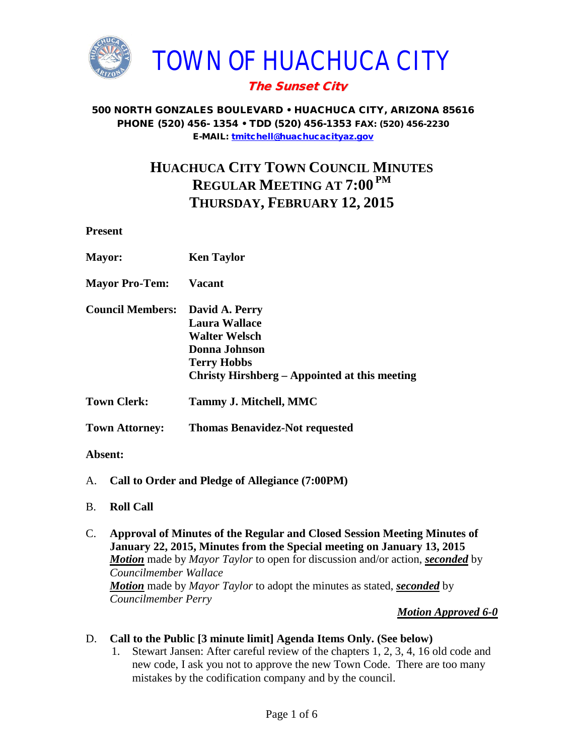# TOWN OF HUACHUCA CITY

***The Sunset City***

**500 NORTH GONZALES BOULEVARD • HUACHUCA CITY, ARIZONA 85616**
**PHONE (520) 456- 1354 • TDD (520) 456-1353 FAX: (520) 456-2230**
**E-MAIL: tmitchell@huachucacityaz.gov**

## HUACHUCA CITY TOWN COUNCIL MINUTES
## REGULAR MEETING AT 7:00 PM
## THURSDAY, FEBRUARY 12, 2015

**Present**

**Mayor:** **Ken Taylor**

**Mayor Pro-Tem:** **Vacant**

**Council Members:** **David A. Perry**
**Laura Wallace**
**Walter Welsch**
**Donna Johnson**
**Terry Hobbs**
**Christy Hirshberg – Appointed at this meeting**

**Town Clerk:** **Tammy J. Mitchell, MMC**

**Town Attorney:** **Thomas Benavidez-Not requested**

**Absent:**

A. **Call to Order and Pledge of Allegiance (7:00PM)**

B. **Roll Call**

C. **Approval of Minutes of the Regular and Closed Session Meeting Minutes of January 22, 2015, Minutes from the Special meeting on January 13, 2015**
***Motion*** made by *Mayor Taylor* to open for discussion and/or action, ***seconded*** by *Councilmember Wallace*
***Motion*** made by *Mayor Taylor* to adopt the minutes as stated, ***seconded*** by *Councilmember Perry*

***Motion Approved 6-0***

D. **Call to the Public [3 minute limit] Agenda Items Only. (See below)**
   1. Stewart Jansen: After careful review of the chapters 1, 2, 3, 4, 16 old code and new code, I ask you not to approve the new Town Code. There are too many mistakes by the codification company and by the council.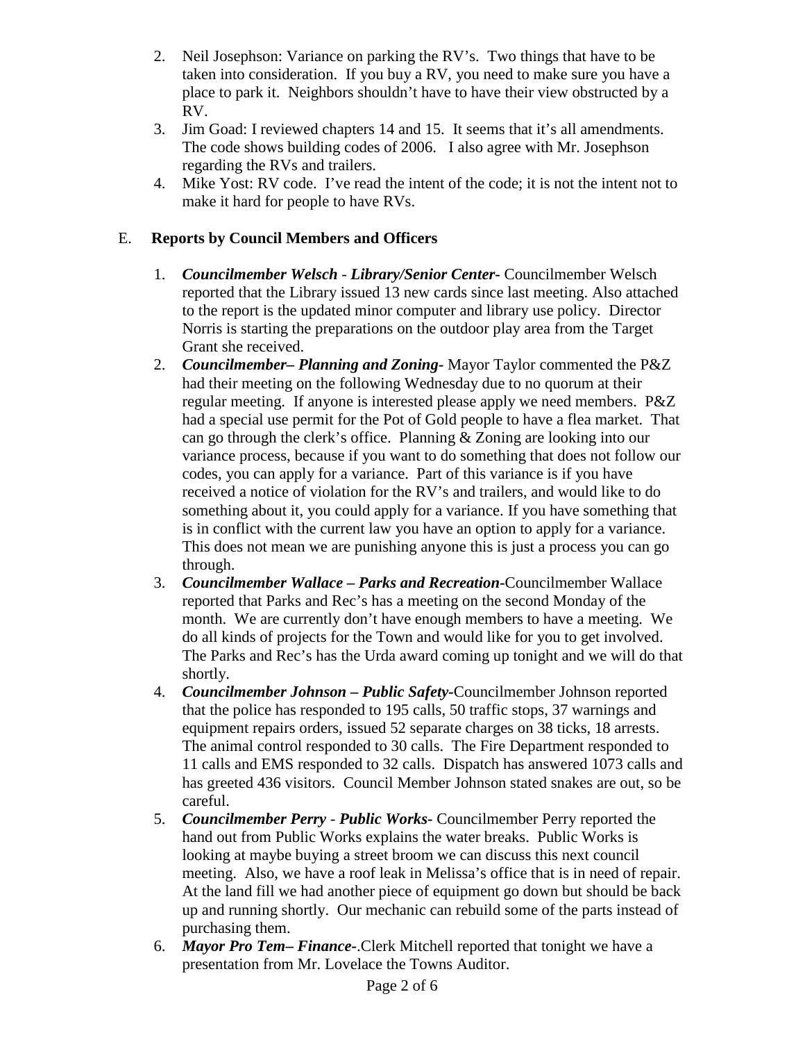2. Neil Josephson: Variance on parking the RV's. Two things that have to be taken into consideration. If you buy a RV, you need to make sure you have a place to park it. Neighbors shouldn't have to have their view obstructed by a RV.
3. Jim Goad: I reviewed chapters 14 and 15. It seems that it's all amendments. The code shows building codes of 2006. I also agree with Mr. Josephson regarding the RVs and trailers.
4. Mike Yost: RV code. I've read the intent of the code; it is not the intent not to make it hard for people to have RVs.

E. **Reports by Council Members and Officers**

1. ***Councilmember Welsch - Library/Senior Center-*** Councilmember Welsch reported that the Library issued 13 new cards since last meeting. Also attached to the report is the updated minor computer and library use policy. Director Norris is starting the preparations on the outdoor play area from the Target Grant she received.
2. ***Councilmember– Planning and Zoning-*** Mayor Taylor commented the P&Z had their meeting on the following Wednesday due to no quorum at their regular meeting. If anyone is interested please apply we need members. P&Z had a special use permit for the Pot of Gold people to have a flea market. That can go through the clerk's office. Planning & Zoning are looking into our variance process, because if you want to do something that does not follow our codes, you can apply for a variance. Part of this variance is if you have received a notice of violation for the RV's and trailers, and would like to do something about it, you could apply for a variance. If you have something that is in conflict with the current law you have an option to apply for a variance. This does not mean we are punishing anyone this is just a process you can go through.
3. ***Councilmember Wallace – Parks and Recreation-***Councilmember Wallace reported that Parks and Rec's has a meeting on the second Monday of the month. We are currently don't have enough members to have a meeting. We do all kinds of projects for the Town and would like for you to get involved. The Parks and Rec's has the Urda award coming up tonight and we will do that shortly.
4. ***Councilmember Johnson – Public Safety-***Councilmember Johnson reported that the police has responded to 195 calls, 50 traffic stops, 37 warnings and equipment repairs orders, issued 52 separate charges on 38 ticks, 18 arrests. The animal control responded to 30 calls. The Fire Department responded to 11 calls and EMS responded to 32 calls. Dispatch has answered 1073 calls and has greeted 436 visitors. Council Member Johnson stated snakes are out, so be careful.
5. ***Councilmember Perry - Public Works-*** Councilmember Perry reported the hand out from Public Works explains the water breaks. Public Works is looking at maybe buying a street broom we can discuss this next council meeting. Also, we have a roof leak in Melissa's office that is in need of repair. At the land fill we had another piece of equipment go down but should be back up and running shortly. Our mechanic can rebuild some of the parts instead of purchasing them.
6. ***Mayor Pro Tem– Finance-***.Clerk Mitchell reported that tonight we have a presentation from Mr. Lovelace the Towns Auditor.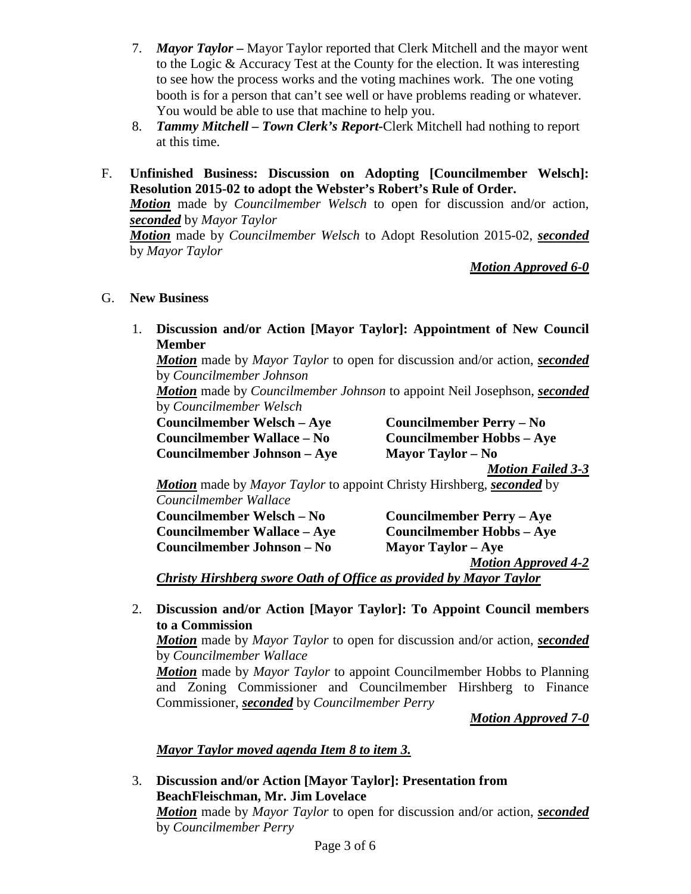7. ***Mayor Taylor –*** Mayor Taylor reported that Clerk Mitchell and the mayor went to the Logic & Accuracy Test at the County for the election. It was interesting to see how the process works and the voting machines work. The one voting booth is for a person that can't see well or have problems reading or whatever. You would be able to use that machine to help you.
8. ***Tammy Mitchell – Town Clerk's Report***-Clerk Mitchell had nothing to report at this time.

F. **Unfinished Business: Discussion on Adopting [Councilmember Welsch]: Resolution 2015-02 to adopt the Webster's Robert's Rule of Order.**
***Motion*** made by *Councilmember Welsch* to open for discussion and/or action, ***seconded*** by *Mayor Taylor*
***Motion*** made by *Councilmember Welsch* to Adopt Resolution 2015-02, ***seconded*** by *Mayor Taylor*

***Motion Approved 6-0***

G. **New Business**

1. **Discussion and/or Action [Mayor Taylor]: Appointment of New Council Member**
***Motion*** made by *Mayor Taylor* to open for discussion and/or action, ***seconded*** by *Councilmember Johnson*
***Motion*** made by *Councilmember Johnson* to appoint Neil Josephson, ***seconded*** by *Councilmember Welsch*
**Councilmember Welsch – Aye**
**Councilmember Wallace – No**
**Councilmember Johnson – Aye**
**Councilmember Perry – No**
**Councilmember Hobbs – Aye**
**Mayor Taylor – No**

***Motion Failed 3-3***

***Motion*** made by *Mayor Taylor* to appoint Christy Hirshberg, ***seconded*** by *Councilmember Wallace*
**Councilmember Welsch – No**
**Councilmember Wallace – Aye**
**Councilmember Johnson – No**
**Councilmember Perry – Aye**
**Councilmember Hobbs – Aye**
**Mayor Taylor – Aye**

***Motion Approved 4-2***

***Christy Hirshberg swore Oath of Office as provided by Mayor Taylor***

2. **Discussion and/or Action [Mayor Taylor]: To Appoint Council members to a Commission**
***Motion*** made by *Mayor Taylor* to open for discussion and/or action, ***seconded*** by *Councilmember Wallace*
***Motion*** made by *Mayor Taylor* to appoint Councilmember Hobbs to Planning and Zoning Commissioner and Councilmember Hirshberg to Finance Commissioner, ***seconded*** by *Councilmember Perry*

***Motion Approved 7-0***

***Mayor Taylor moved agenda Item 8 to item 3.***

3. **Discussion and/or Action [Mayor Taylor]: Presentation from BeachFleischman, Mr. Jim Lovelace**
***Motion*** made by *Mayor Taylor* to open for discussion and/or action, ***seconded*** by *Councilmember Perry*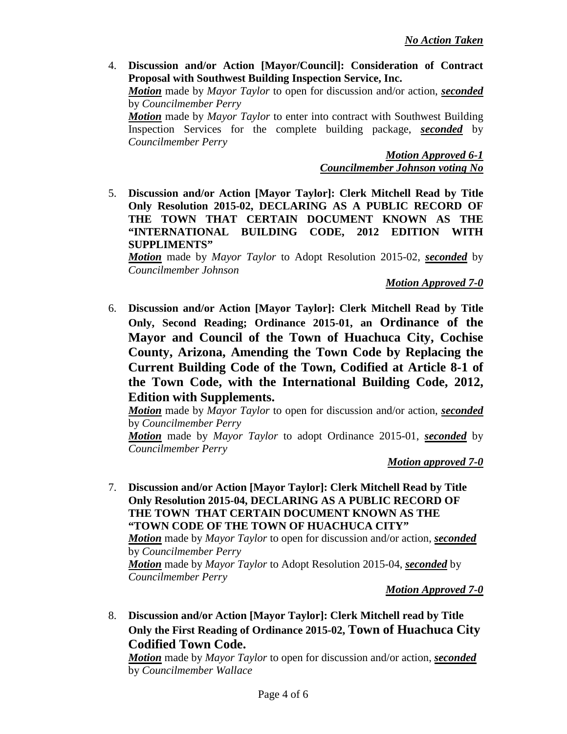***No Action Taken***

4. **Discussion and/or Action [Mayor/Council]: Consideration of Contract Proposal with Southwest Building Inspection Service, Inc.**
   ***Motion*** made by *Mayor Taylor* to open for discussion and/or action, ***seconded*** by *Councilmember Perry*
   ***Motion*** made by *Mayor Taylor* to enter into contract with Southwest Building Inspection Services for the complete building package, ***seconded*** by *Councilmember Perry*

   ***Motion Approved 6-1***
   ***Councilmember Johnson voting No***

5. **Discussion and/or Action [Mayor Taylor]: Clerk Mitchell Read by Title Only Resolution 2015-02, DECLARING AS A PUBLIC RECORD OF THE TOWN THAT CERTAIN DOCUMENT KNOWN AS THE "INTERNATIONAL BUILDING CODE, 2012 EDITION WITH SUPPLIMENTS"**
   ***Motion*** made by *Mayor Taylor* to Adopt Resolution 2015-02, ***seconded*** by *Councilmember Johnson*

   ***Motion Approved 7-0***

6. **Discussion and/or Action [Mayor Taylor]: Clerk Mitchell Read by Title Only, Second Reading; Ordinance 2015-01, an Ordinance of the Mayor and Council of the Town of Huachuca City, Cochise County, Arizona, Amending the Town Code by Replacing the Current Building Code of the Town, Codified at Article 8-1 of the Town Code, with the International Building Code, 2012, Edition with Supplements.**
   ***Motion*** made by *Mayor Taylor* to open for discussion and/or action, ***seconded*** by *Councilmember Perry*
   ***Motion*** made by *Mayor Taylor* to adopt Ordinance 2015-01, ***seconded*** by *Councilmember Perry*

   ***Motion approved 7-0***

7. **Discussion and/or Action [Mayor Taylor]: Clerk Mitchell Read by Title Only Resolution 2015-04, DECLARING AS A PUBLIC RECORD OF THE TOWN THAT CERTAIN DOCUMENT KNOWN AS THE "TOWN CODE OF THE TOWN OF HUACHUCA CITY"**
   ***Motion*** made by *Mayor Taylor* to open for discussion and/or action, ***seconded*** by *Councilmember Perry*
   ***Motion*** made by *Mayor Taylor* to Adopt Resolution 2015-04, ***seconded*** by *Councilmember Perry*

   ***Motion Approved 7-0***

8. **Discussion and/or Action [Mayor Taylor]: Clerk Mitchell read by Title Only the First Reading of Ordinance 2015-02, Town of Huachuca City Codified Town Code.**
   ***Motion*** made by *Mayor Taylor* to open for discussion and/or action, ***seconded*** by *Councilmember Wallace*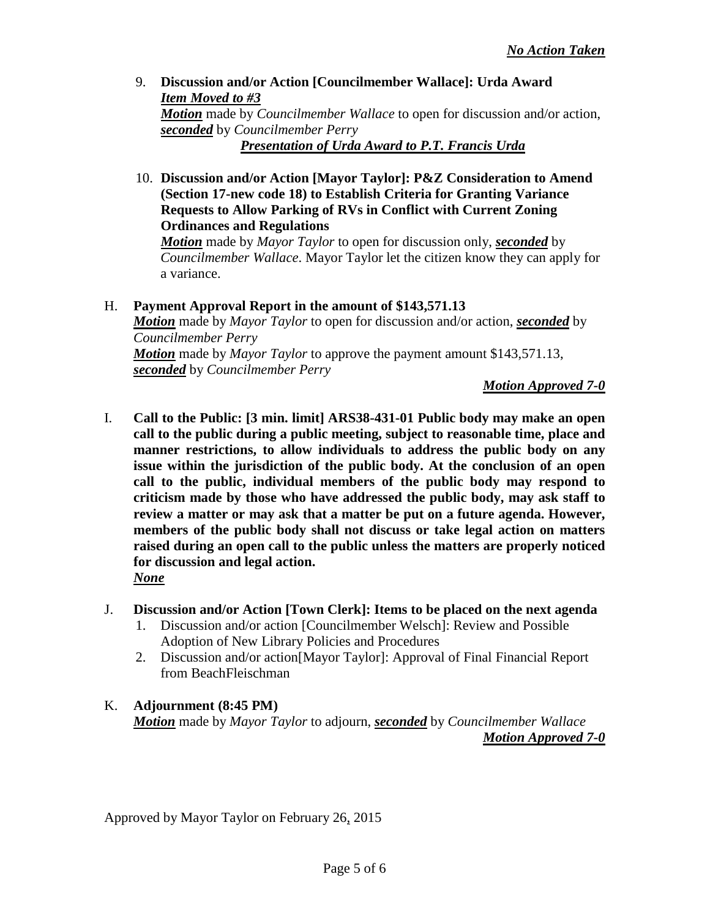***No Action Taken***

9. **Discussion and/or Action [Councilmember Wallace]: Urda Award**
   ***Item Moved to #3***
   ***Motion*** made by *Councilmember Wallace* to open for discussion and/or action, ***seconded*** by *Councilmember Perry*
   ***Presentation of Urda Award to P.T. Francis Urda***

10. **Discussion and/or Action [Mayor Taylor]: P&Z Consideration to Amend (Section 17-new code 18) to Establish Criteria for Granting Variance Requests to Allow Parking of RVs in Conflict with Current Zoning Ordinances and Regulations**
    ***Motion*** made by *Mayor Taylor* to open for discussion only, ***seconded*** by *Councilmember Wallace*. Mayor Taylor let the citizen know they can apply for a variance.

H. **Payment Approval Report in the amount of $143,571.13**
   ***Motion*** made by *Mayor Taylor* to open for discussion and/or action, ***seconded*** by *Councilmember Perry*
   ***Motion*** made by *Mayor Taylor* to approve the payment amount $143,571.13, ***seconded*** by *Councilmember Perry*

***Motion Approved 7-0***

I. **Call to the Public: [3 min. limit] ARS38-431-01 Public body may make an open call to the public during a public meeting, subject to reasonable time, place and manner restrictions, to allow individuals to address the public body on any issue within the jurisdiction of the public body. At the conclusion of an open call to the public, individual members of the public body may respond to criticism made by those who have addressed the public body, may ask staff to review a matter or may ask that a matter be put on a future agenda. However, members of the public body shall not discuss or take legal action on matters raised during an open call to the public unless the matters are properly noticed for discussion and legal action.**
   ***None***

J. **Discussion and/or Action [Town Clerk]: Items to be placed on the next agenda**
   1. Discussion and/or action [Councilmember Welsch]: Review and Possible Adoption of New Library Policies and Procedures
   2. Discussion and/or action[Mayor Taylor]: Approval of Final Financial Report from BeachFleischman

K. **Adjournment (8:45 PM)**
   ***Motion*** made by *Mayor Taylor* to adjourn, ***seconded*** by *Councilmember Wallace*

***Motion Approved 7-0***

Approved by Mayor Taylor on February 26, 2015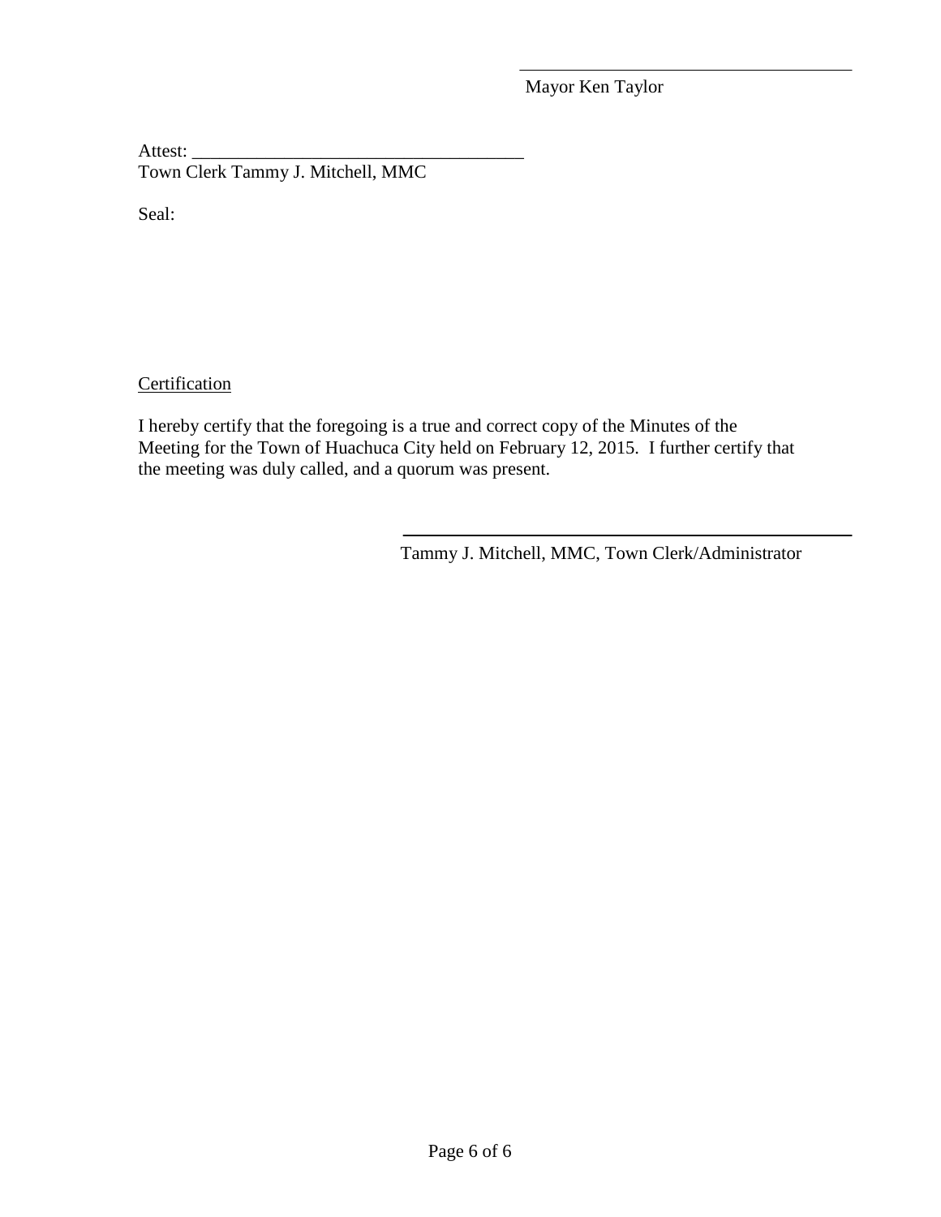\_\_\_\_\_\_\_\_\_\_\_\_\_\_\_\_\_\_\_\_\_\_\_\_\_\_\_\_\_\_\_\_\_\_\_\_

Mayor Ken Taylor

Attest: \_\_\_\_\_\_\_\_\_\_\_\_\_\_\_\_\_\_\_\_\_\_\_\_\_\_\_\_\_\_\_\_\_\_\_\_

Town Clerk Tammy J. Mitchell, MMC

Seal:

<u>Certification</u>

I hereby certify that the foregoing is a true and correct copy of the Minutes of the Meeting for the Town of Huachuca City held on February 12, 2015. I further certify that the meeting was duly called, and a quorum was present.

\_\_\_\_\_\_\_\_\_\_\_\_\_\_\_\_\_\_\_\_\_\_\_\_\_\_\_\_\_\_\_\_\_\_\_\_\_\_\_\_\_\_\_\_

Tammy J. Mitchell, MMC, Town Clerk/Administrator